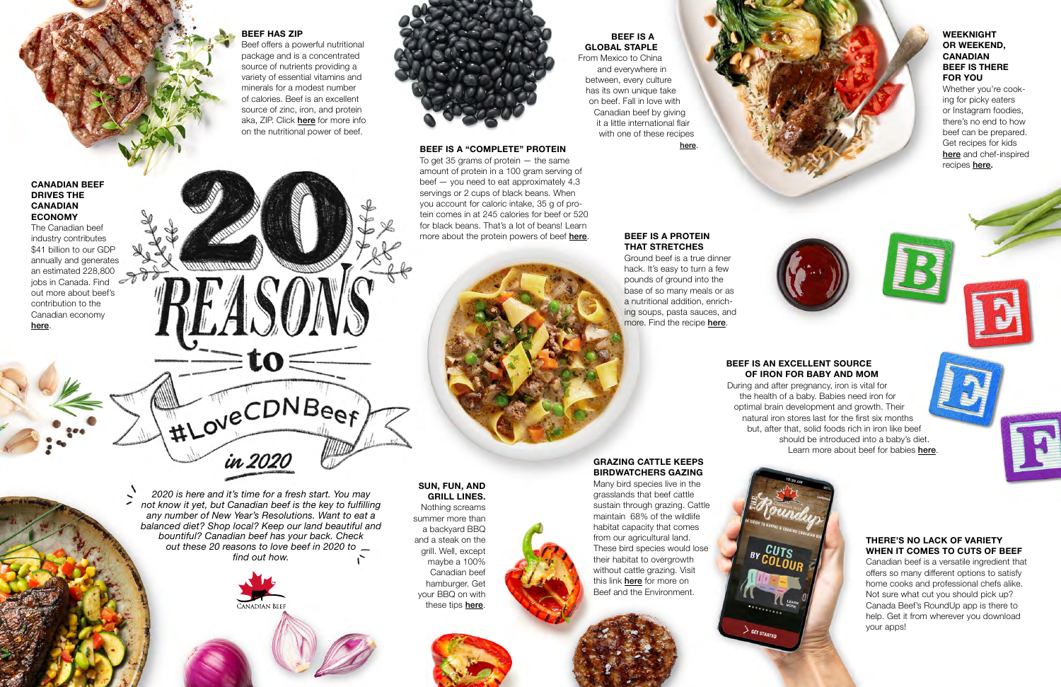# 20 REASONS to #LoveCDNBeef in 2020

*2020 is here and it's time for a fresh start. You may not know it yet, but Canadian beef is the key to fulfilling any number of New Year's Resolutions. Want to eat a balanced diet? Shop local? Keep our land beautiful and bountiful? Canadian beef has your back. Check out these 20 reasons to love beef in 2020 to find out how.*

CANADIAN BEEF

### CANADIAN BEEF DRIVES THE CANADIAN ECONOMY

The Canadian beef industry contributes $41 billion to our GDP annually and generates an estimated 228,800 jobs in Canada. Find out more about beef's contribution to the Canadian economy here.

### BEEF HAS ZIP

Beef offers a powerful nutritional package and is a concentrated source of nutrients providing a variety of essential vitamins and minerals for a modest number of calories. Beef is an excellent source of zinc, iron, and protein aka, ZIP. Click **here** for more info on the nutritional power of beef.

### BEEF IS A "COMPLETE" PROTEIN

To get 35 grams of protein — the same amount of protein in a 100 gram serving of beef — you need to eat approximately 4.3 servings or 2 cups of black beans. When you account for caloric intake, 35 g of protein comes in at 245 calories for beef or 520 for black beans. That's a lot of beans! Learn more about the protein powers of beef **here**.

### BEEF IS A GLOBAL STAPLE

From Mexico to China and everywhere in between, every culture has its own unique take on beef. Fall in love with Canadian beef by giving it a little international flair with one of these recipes **here**.

### WEEKNIGHT OR WEEKEND, CANADIAN BEEF IS THERE FOR YOU

Whether you're cooking for picky eaters or Instagram foodies, there's no end to how beef can be prepared. Get recipes for kids **here** and chef-inspired recipes **here**.

### BEEF IS A PROTEIN THAT STRETCHES

Ground beef is a true dinner hack. It's easy to turn a few pounds of ground into the base of so many meals or as a nutritional addition, enriching soups, pasta sauces, and more. Find the recipe **here**.

### BEEF IS AN EXCELLENT SOURCE OF IRON FOR BABY AND MOM

During and after pregnancy, iron is vital for the health of a baby. Babies need iron for optimal brain development and growth. Their natural iron stores last for the first six months but, after that, solid foods rich in iron like beef should be introduced into a baby's diet. Learn more about beef for babies **here**.

### SUN, FUN, AND GRILL LINES.

Nothing screams summer more than a backyard BBQ and a steak on the grill. Well, except maybe a 100% Canadian beef hamburger. Get your BBQ on with these tips **here**.

### GRAZING CATTLE KEEPS BIRDWATCHERS GAZING

Many bird species live in the grasslands that beef cattle sustain through grazing. Cattle maintain 68% of the wildlife habitat capacity that comes from our agricultural land. These bird species would lose their habitat to overgrowth without cattle grazing. Visit this link **here** for more on Beef and the Environment.

### THERE'S NO LACK OF VARIETY WHEN IT COMES TO CUTS OF BEEF

Canadian beef is a versatile ingredient that offers so many different options to satisfy home cooks and professional chefs alike. Not sure what cut you should pick up? Canada Beef's RoundUp app is there to help. Get it from wherever you download your apps!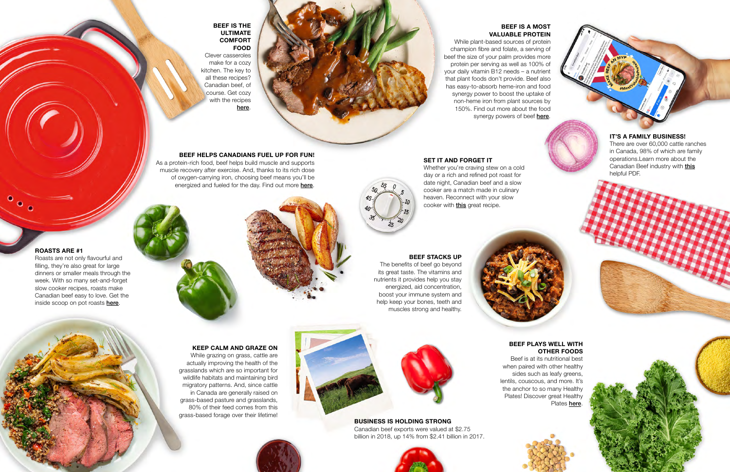## BEEF IS THE ULTIMATE COMFORT FOOD

Clever casseroles make for a cozy kitchen. The key to all these recipes? Canadian beef, of course. Get cozy with the recipes here.

## BEEF IS A MOST VALUABLE PROTEIN

While plant-based sources of protein champion fibre and folate, a serving of beef the size of your palm provides more protein per serving as well as 100% of your daily vitamin B12 needs – a nutrient that plant foods don't provide. Beef also has easy-to-absorb heme-iron and food synergy power to boost the uptake of non-heme iron from plant sources by 150%. Find out more about the food synergy powers of beef here.

## IT'S A FAMILY BUSINESS!

There are over 60,000 cattle ranches in Canada, 98% of which are family operations.Learn more about the Canadian Beef industry with this helpful PDF.

## BEEF HELPS CANADIANS FUEL UP FOR FUN!

As a protein-rich food, beef helps build muscle and supports muscle recovery after exercise. And, thanks to its rich dose of oxygen-carrying iron, choosing beef means you'll be energized and fueled for the day. Find out more here.

## SET IT AND FORGET IT

Whether you're craving stew on a cold day or a rich and refined pot roast for date night, Canadian beef and a slow cooker are a match made in culinary heaven. Reconnect with your slow cooker with this great recipe.

## ROASTS ARE #1

Roasts are not only flavourful and filling, they're also great for large dinners or smaller meals through the week. With so many set-and-forget slow cooker recipes, roasts make Canadian beef easy to love. Get the inside scoop on pot roasts here.

## BEEF STACKS UP

The benefits of beef go beyond its great taste. The vitamins and nutrients it provides help you stay energized, aid concentration, boost your immune system and help keep your bones, teeth and muscles strong and healthy.

## KEEP CALM AND GRAZE ON

While grazing on grass, cattle are actually improving the health of the grasslands which are so important for wildlife habitats and maintaining bird migratory patterns. And, since cattle in Canada are generally raised on grass-based pasture and grasslands, 80% of their feed comes from this grass-based forage over their lifetime!

## BEEF PLAYS WELL WITH OTHER FOODS

Beef is at its nutritional best when paired with other healthy sides such as leafy greens, lentils, couscous, and more. It's the anchor to so many Healthy Plates! Discover great Healthy Plates here.

## BUSINESS IS HOLDING STRONG

Canadian beef exports were valued at $2.75 billion in 2018, up 14% from $2.41 billion in 2017.